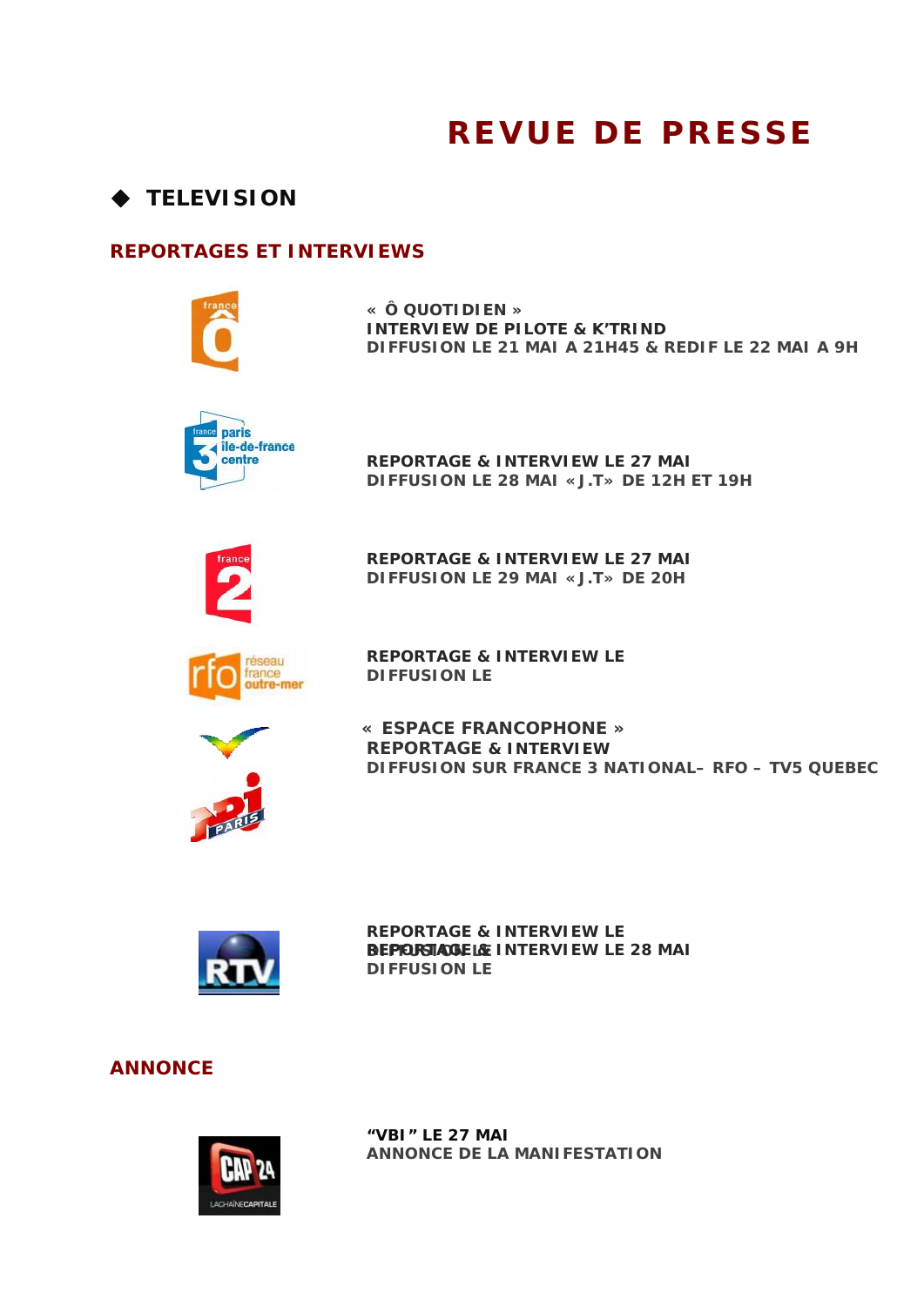# REVUE DE PRESSE

## ◆ TELEVISION

### REPORTAGES ET INTERVIEWS

**« Ô QUOTIDIEN »**
**INTERVIEW DE PILOTE & K'TRIND**
**DIFFUSION LE 21 MAI A 21H45 & REDIF LE 22 MAI A 9H**

**REPORTAGE & INTERVIEW LE 27 MAI**
**DIFFUSION LE 28 MAI « J.T» DE 12H ET 19H**

**REPORTAGE & INTERVIEW LE 27 MAI**
**DIFFUSION LE 29 MAI « J.T» DE 20H**

**REPORTAGE & INTERVIEW LE**
**DIFFUSION LE**

**« ESPACE FRANCOPHONE »**
**REPORTAGE & INTERVIEW**
**DIFFUSION SUR FRANCE 3 NATIONAL– RFO – TV5 QUEBEC**

**REPORTAGE & INTERVIEW LE**
**REPORTAGE & INTERVIEW LE 28 MAI**
**DIFFUSION LE**

### ANNONCE

**"VBI" LE 27 MAI**
**ANNONCE DE LA MANIFESTATION**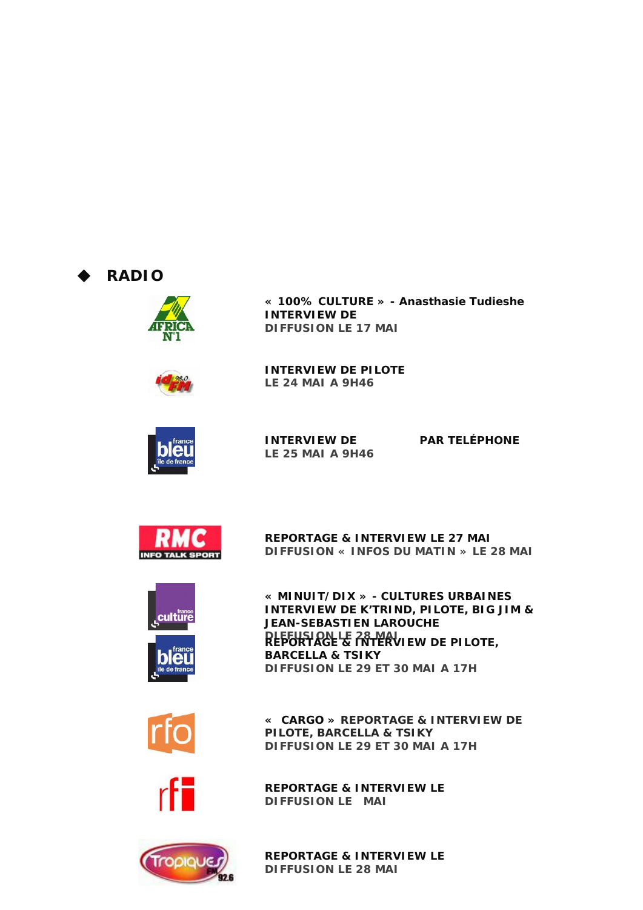- **RADIO**

**« 100% CULTURE » - Anasthasie Tudieshe**
**INTERVIEW DE**
**DIFFUSION LE 17 MAI**

**INTERVIEW DE PILOTE**
**LE 24 MAI A 9H46**

**INTERVIEW DE PAR TELÉPHONE**
**LE 25 MAI A 9H46**

**REPORTAGE & INTERVIEW LE 27 MAI**
**DIFFUSION « INFOS DU MATIN » LE 28 MAI**

**« MINUIT/DIX » - CULTURES URBAINES**
**INTERVIEW DE K'TRIND, PILOTE, BIG JIM & JEAN-SEBASTIEN LAROUCHE**
**DIFFUSION LE 28 MAI**

**REPORTAGE & INTERVIEW DE PILOTE, BARCELLA & TSIKY**
**DIFFUSION LE 29 ET 30 MAI A 17H**

**« CARGO » REPORTAGE & INTERVIEW DE PILOTE, BARCELLA & TSIKY**
**DIFFUSION LE 29 ET 30 MAI A 17H**

**REPORTAGE & INTERVIEW LE**
**DIFFUSION LE MAI**

**REPORTAGE & INTERVIEW LE**
**DIFFUSION LE 28 MAI**